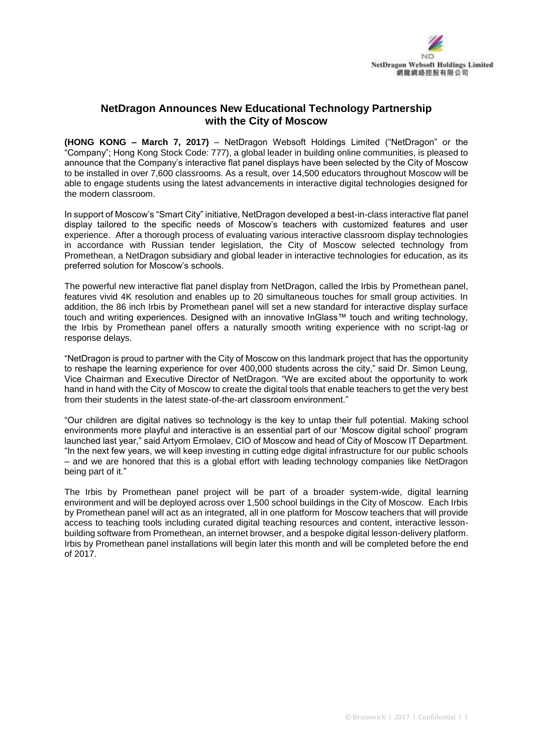NetDragon Websoft Holdings Limited
網龍網絡控股有限公司

## NetDragon Announces New Educational Technology Partnership with the City of Moscow

**(HONG KONG – March 7, 2017)** – NetDragon Websoft Holdings Limited ("NetDragon" or the "Company"; Hong Kong Stock Code: 777), a global leader in building online communities, is pleased to announce that the Company's interactive flat panel displays have been selected by the City of Moscow to be installed in over 7,600 classrooms. As a result, over 14,500 educators throughout Moscow will be able to engage students using the latest advancements in interactive digital technologies designed for the modern classroom.

In support of Moscow's "Smart City" initiative, NetDragon developed a best-in-class interactive flat panel display tailored to the specific needs of Moscow's teachers with customized features and user experience. After a thorough process of evaluating various interactive classroom display technologies in accordance with Russian tender legislation, the City of Moscow selected technology from Promethean, a NetDragon subsidiary and global leader in interactive technologies for education, as its preferred solution for Moscow's schools.

The powerful new interactive flat panel display from NetDragon, called the Irbis by Promethean panel, features vivid 4K resolution and enables up to 20 simultaneous touches for small group activities. In addition, the 86 inch Irbis by Promethean panel will set a new standard for interactive display surface touch and writing experiences. Designed with an innovative InGlass™ touch and writing technology, the Irbis by Promethean panel offers a naturally smooth writing experience with no script-lag or response delays.

"NetDragon is proud to partner with the City of Moscow on this landmark project that has the opportunity to reshape the learning experience for over 400,000 students across the city," said Dr. Simon Leung, Vice Chairman and Executive Director of NetDragon. "We are excited about the opportunity to work hand in hand with the City of Moscow to create the digital tools that enable teachers to get the very best from their students in the latest state-of-the-art classroom environment."

"Our children are digital natives so technology is the key to untap their full potential. Making school environments more playful and interactive is an essential part of our 'Moscow digital school' program launched last year," said Artyom Ermolaev, CIO of Moscow and head of City of Moscow IT Department. "In the next few years, we will keep investing in cutting edge digital infrastructure for our public schools – and we are honored that this is a global effort with leading technology companies like NetDragon being part of it."

The Irbis by Promethean panel project will be part of a broader system-wide, digital learning environment and will be deployed across over 1,500 school buildings in the City of Moscow. Each Irbis by Promethean panel will act as an integrated, all in one platform for Moscow teachers that will provide access to teaching tools including curated digital teaching resources and content, interactive lesson-building software from Promethean, an internet browser, and a bespoke digital lesson-delivery platform. Irbis by Promethean panel installations will begin later this month and will be completed before the end of 2017.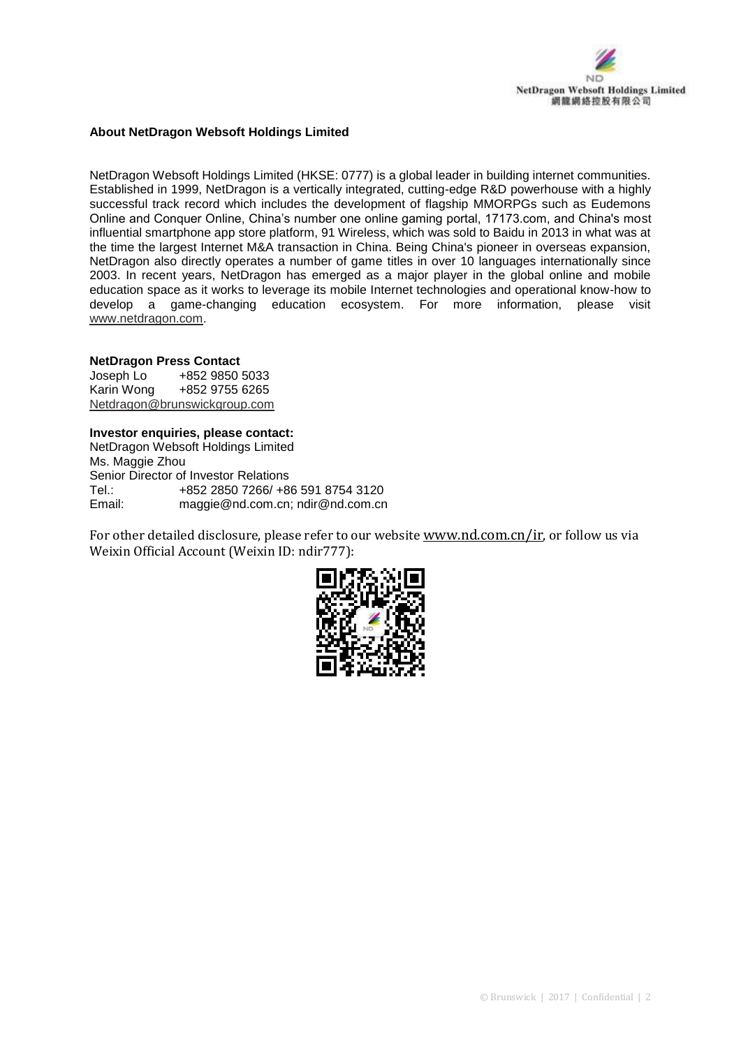## About NetDragon Websoft Holdings Limited

NetDragon Websoft Holdings Limited (HKSE: 0777) is a global leader in building internet communities. Established in 1999, NetDragon is a vertically integrated, cutting-edge R&D powerhouse with a highly successful track record which includes the development of flagship MMORPGs such as Eudemons Online and Conquer Online, China's number one online gaming portal, 17173.com, and China's most influential smartphone app store platform, 91 Wireless, which was sold to Baidu in 2013 in what was at the time the largest Internet M&A transaction in China. Being China's pioneer in overseas expansion, NetDragon also directly operates a number of game titles in over 10 languages internationally since 2003. In recent years, NetDragon has emerged as a major player in the global online and mobile education space as it works to leverage its mobile Internet technologies and operational know-how to develop a game-changing education ecosystem. For more information, please visit www.netdragon.com.

**NetDragon Press Contact**
Joseph Lo +852 9850 5033
Karin Wong +852 9755 6265
Netdragon@brunswickgroup.com

**Investor enquiries, please contact:**
NetDragon Websoft Holdings Limited
Ms. Maggie Zhou
Senior Director of Investor Relations
Tel.: +852 2850 7266/ +86 591 8754 3120
Email: maggie@nd.com.cn; ndir@nd.com.cn

For other detailed disclosure, please refer to our website www.nd.com.cn/ir, or follow us via Weixin Official Account (Weixin ID: ndir777):